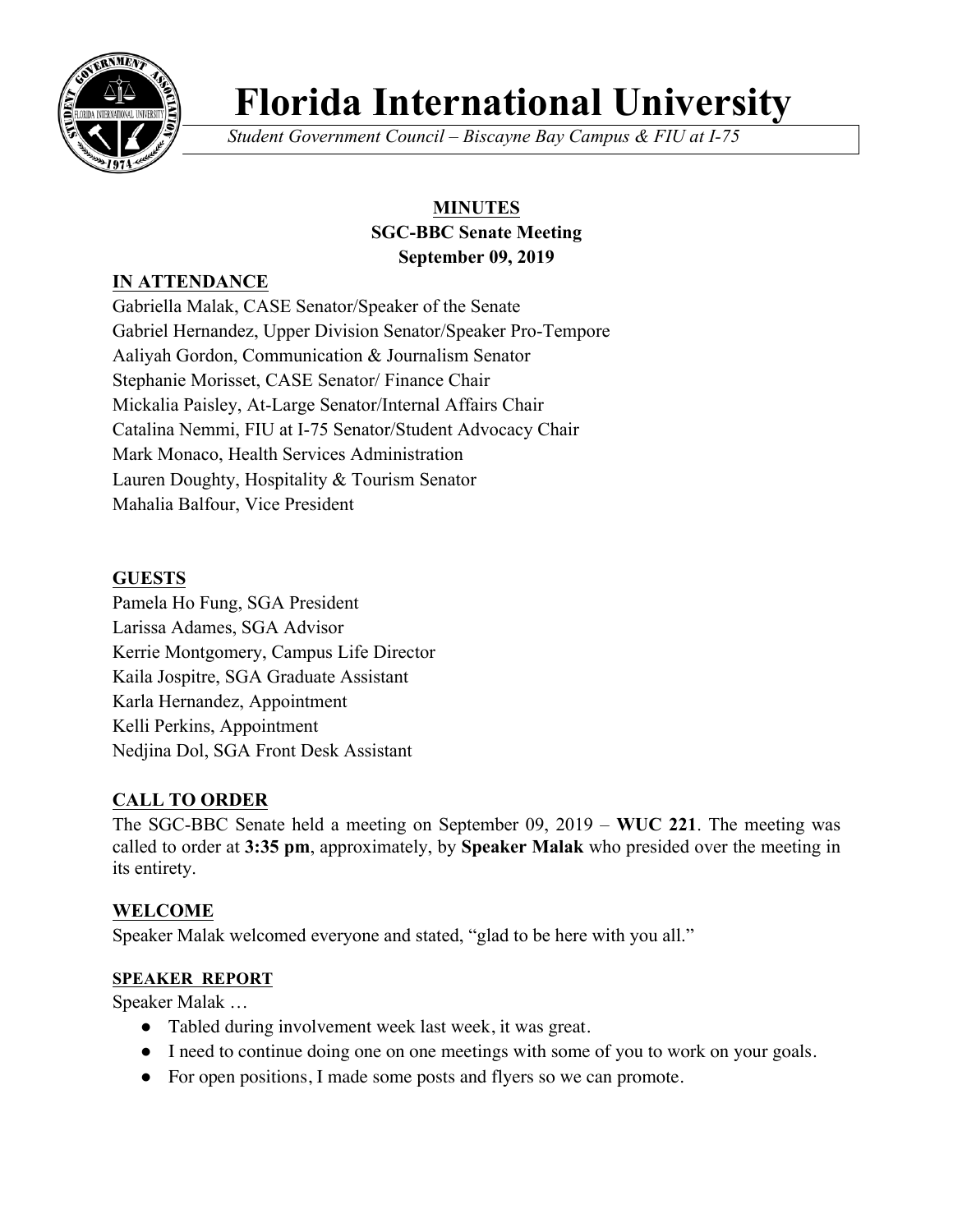# Florida International University

*Student Government Council – Biscayne Bay Campus & FIU at I-75*

## MINUTES
### SGC-BBC Senate Meeting
### September 09, 2019

**IN ATTENDANCE**

Gabriella Malak, CASE Senator/Speaker of the Senate
Gabriel Hernandez, Upper Division Senator/Speaker Pro-Tempore
Aaliyah Gordon, Communication & Journalism Senator
Stephanie Morisset, CASE Senator/ Finance Chair
Mickalia Paisley, At-Large Senator/Internal Affairs Chair
Catalina Nemmi, FIU at I-75 Senator/Student Advocacy Chair
Mark Monaco, Health Services Administration
Lauren Doughty, Hospitality & Tourism Senator
Mahalia Balfour, Vice President

**GUESTS**

Pamela Ho Fung, SGA President
Larissa Adames, SGA Advisor
Kerrie Montgomery, Campus Life Director
Kaila Jospitre, SGA Graduate Assistant
Karla Hernandez, Appointment
Kelli Perkins, Appointment
Nedjina Dol, SGA Front Desk Assistant

**CALL TO ORDER**

The SGC-BBC Senate held a meeting on September 09, 2019 – **WUC 221**. The meeting was called to order at **3:35 pm**, approximately, by **Speaker Malak** who presided over the meeting in its entirety.

**WELCOME**

Speaker Malak welcomed everyone and stated, "glad to be here with you all."

**SPEAKER REPORT**

Speaker Malak …

- Tabled during involvement week last week, it was great.
- I need to continue doing one on one meetings with some of you to work on your goals.
- For open positions, I made some posts and flyers so we can promote.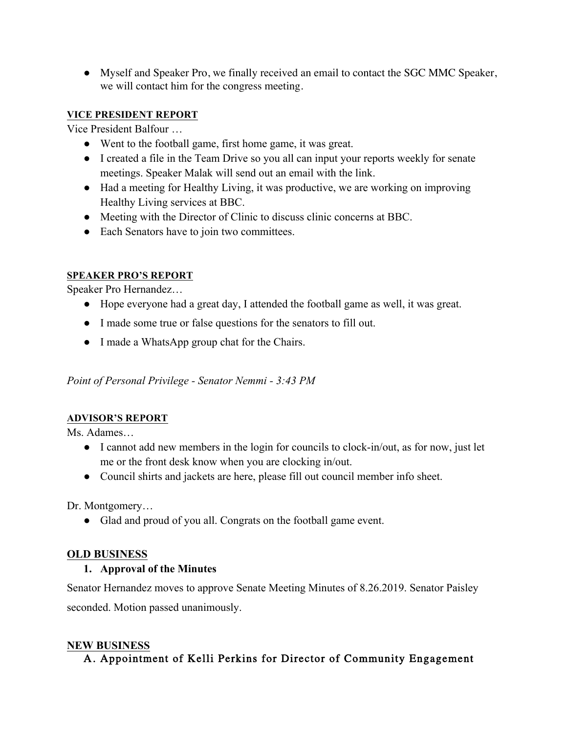- Myself and Speaker Pro, we finally received an email to contact the SGC MMC Speaker, we will contact him for the congress meeting.

**VICE PRESIDENT REPORT**

Vice President Balfour …

- Went to the football game, first home game, it was great.
- I created a file in the Team Drive so you all can input your reports weekly for senate meetings. Speaker Malak will send out an email with the link.
- Had a meeting for Healthy Living, it was productive, we are working on improving Healthy Living services at BBC.
- Meeting with the Director of Clinic to discuss clinic concerns at BBC.
- Each Senators have to join two committees.

**SPEAKER PRO'S REPORT**

Speaker Pro Hernandez…

- Hope everyone had a great day, I attended the football game as well, it was great.
- I made some true or false questions for the senators to fill out.
- I made a WhatsApp group chat for the Chairs.

*Point of Personal Privilege - Senator Nemmi - 3:43 PM*

**ADVISOR'S REPORT**

Ms. Adames…

- I cannot add new members in the login for councils to clock-in/out, as for now, just let me or the front desk know when you are clocking in/out.
- Council shirts and jackets are here, please fill out council member info sheet.

Dr. Montgomery…

- Glad and proud of you all. Congrats on the football game event.

**OLD BUSINESS**

1. **Approval of the Minutes**

Senator Hernandez moves to approve Senate Meeting Minutes of 8.26.2019. Senator Paisley seconded. Motion passed unanimously.

**NEW BUSINESS**

A. Appointment of Kelli Perkins for Director of Community Engagement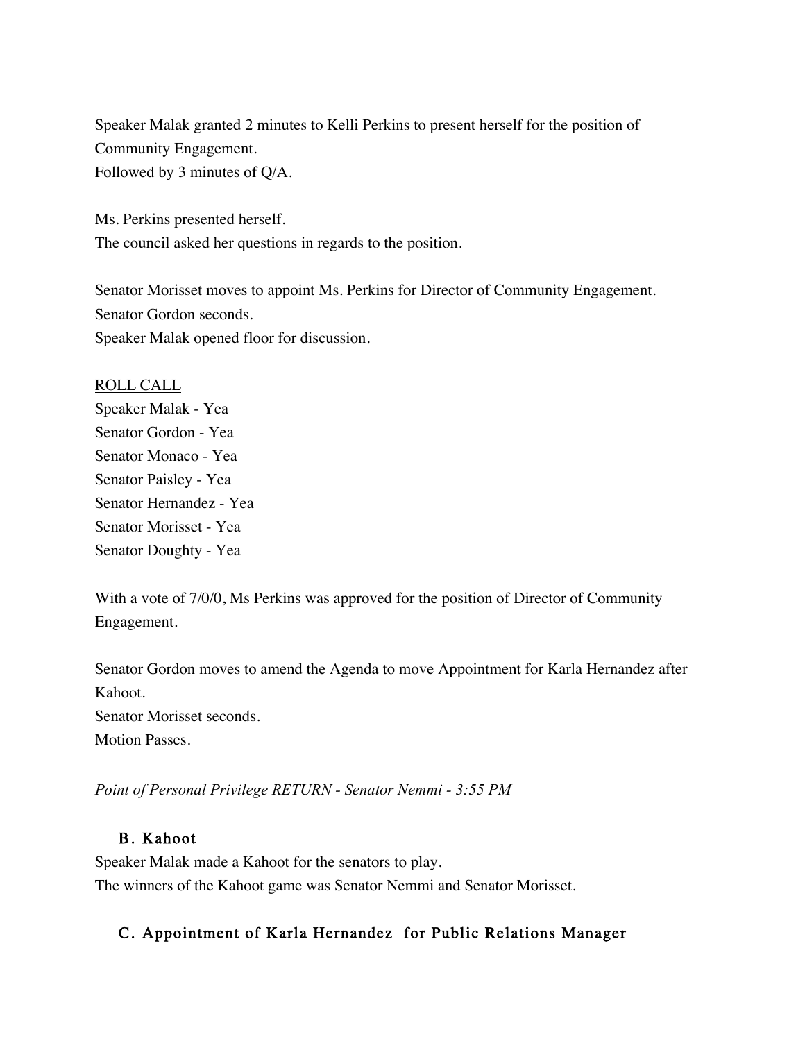Speaker Malak granted 2 minutes to Kelli Perkins to present herself for the position of Community Engagement.
Followed by 3 minutes of Q/A.

Ms. Perkins presented herself.
The council asked her questions in regards to the position.

Senator Morisset moves to appoint Ms. Perkins for Director of Community Engagement.
Senator Gordon seconds.
Speaker Malak opened floor for discussion.

<u>ROLL CALL</u>
Speaker Malak - Yea
Senator Gordon - Yea
Senator Monaco - Yea
Senator Paisley - Yea
Senator Hernandez - Yea
Senator Morisset - Yea
Senator Doughty - Yea

With a vote of 7/0/0, Ms Perkins was approved for the position of Director of Community Engagement.

Senator Gordon moves to amend the Agenda to move Appointment for Karla Hernandez after Kahoot.
Senator Morisset seconds.
Motion Passes.

*Point of Personal Privilege RETURN - Senator Nemmi - 3:55 PM*

### B. Kahoot

Speaker Malak made a Kahoot for the senators to play.
The winners of the Kahoot game was Senator Nemmi and Senator Morisset.

### C. Appointment of Karla Hernandez for Public Relations Manager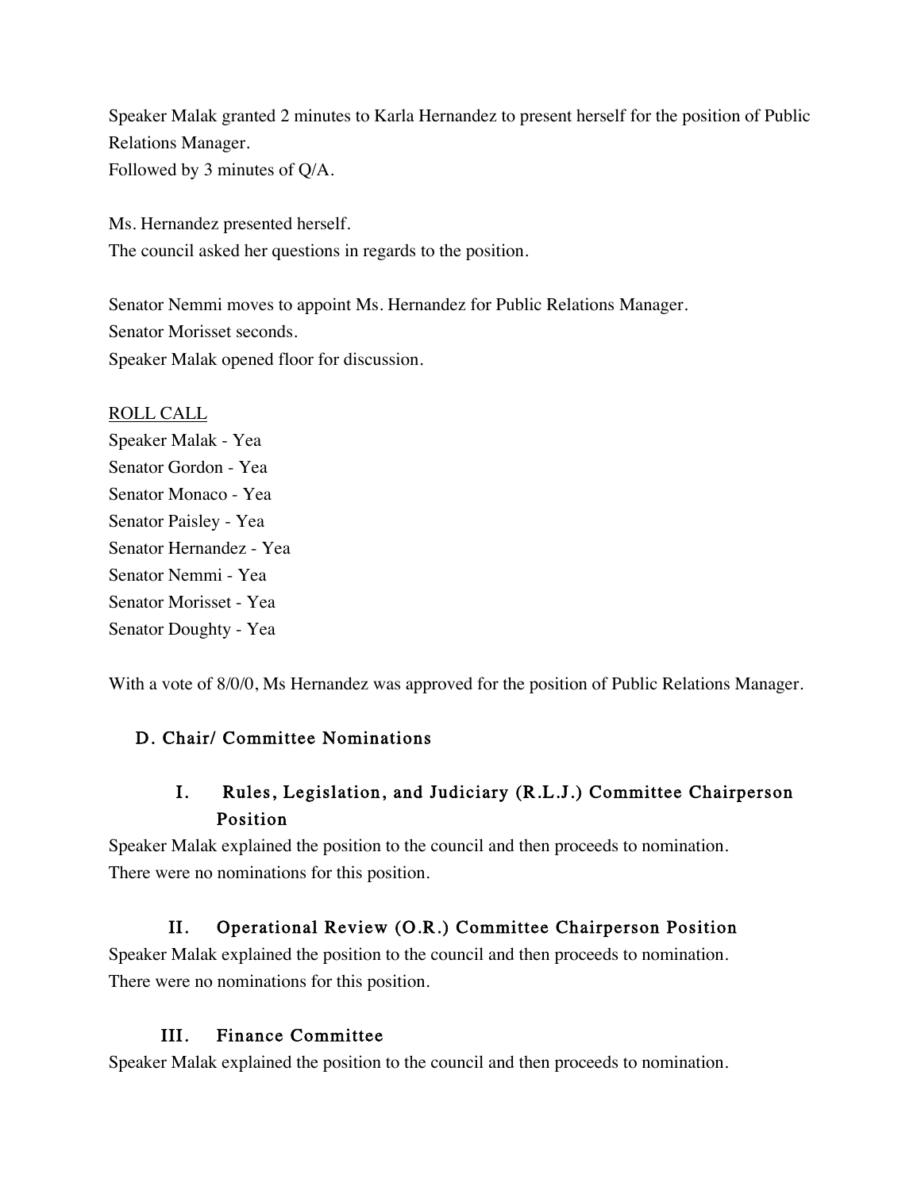Speaker Malak granted 2 minutes to Karla Hernandez to present herself for the position of Public Relations Manager.
Followed by 3 minutes of Q/A.

Ms. Hernandez presented herself.
The council asked her questions in regards to the position.

Senator Nemmi moves to appoint Ms. Hernandez for Public Relations Manager.
Senator Morisset seconds.
Speaker Malak opened floor for discussion.

ROLL CALL
Speaker Malak - Yea
Senator Gordon - Yea
Senator Monaco - Yea
Senator Paisley - Yea
Senator Hernandez - Yea
Senator Nemmi - Yea
Senator Morisset - Yea
Senator Doughty - Yea

With a vote of 8/0/0, Ms Hernandez was approved for the position of Public Relations Manager.

## D. Chair/ Committee Nominations

### I. Rules, Legislation, and Judiciary (R.L.J.) Committee Chairperson Position

Speaker Malak explained the position to the council and then proceeds to nomination.
There were no nominations for this position.

### II. Operational Review (O.R.) Committee Chairperson Position

Speaker Malak explained the position to the council and then proceeds to nomination.
There were no nominations for this position.

### III. Finance Committee

Speaker Malak explained the position to the council and then proceeds to nomination.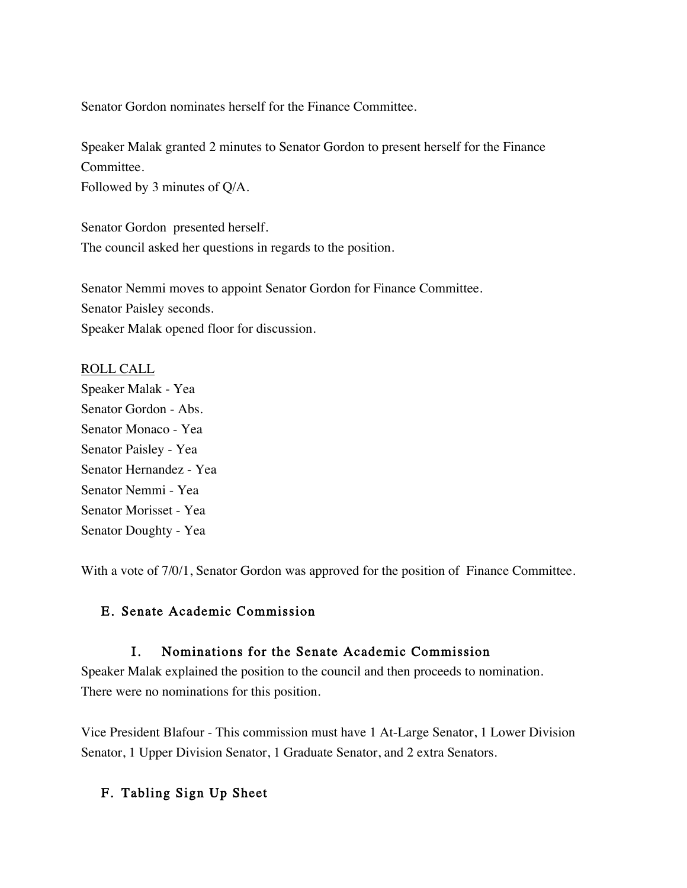Senator Gordon nominates herself for the Finance Committee.

Speaker Malak granted 2 minutes to Senator Gordon to present herself for the Finance Committee.
Followed by 3 minutes of Q/A.

Senator Gordon presented herself.
The council asked her questions in regards to the position.

Senator Nemmi moves to appoint Senator Gordon for Finance Committee.
Senator Paisley seconds.
Speaker Malak opened floor for discussion.

<u>ROLL CALL</u>
Speaker Malak - Yea
Senator Gordon - Abs.
Senator Monaco - Yea
Senator Paisley - Yea
Senator Hernandez - Yea
Senator Nemmi - Yea
Senator Morisset - Yea
Senator Doughty - Yea

With a vote of 7/0/1, Senator Gordon was approved for the position of Finance Committee.

### E. Senate Academic Commission

#### I. Nominations for the Senate Academic Commission

Speaker Malak explained the position to the council and then proceeds to nomination.
There were no nominations for this position.

Vice President Blafour - This commission must have 1 At-Large Senator, 1 Lower Division Senator, 1 Upper Division Senator, 1 Graduate Senator, and 2 extra Senators.

### F. Tabling Sign Up Sheet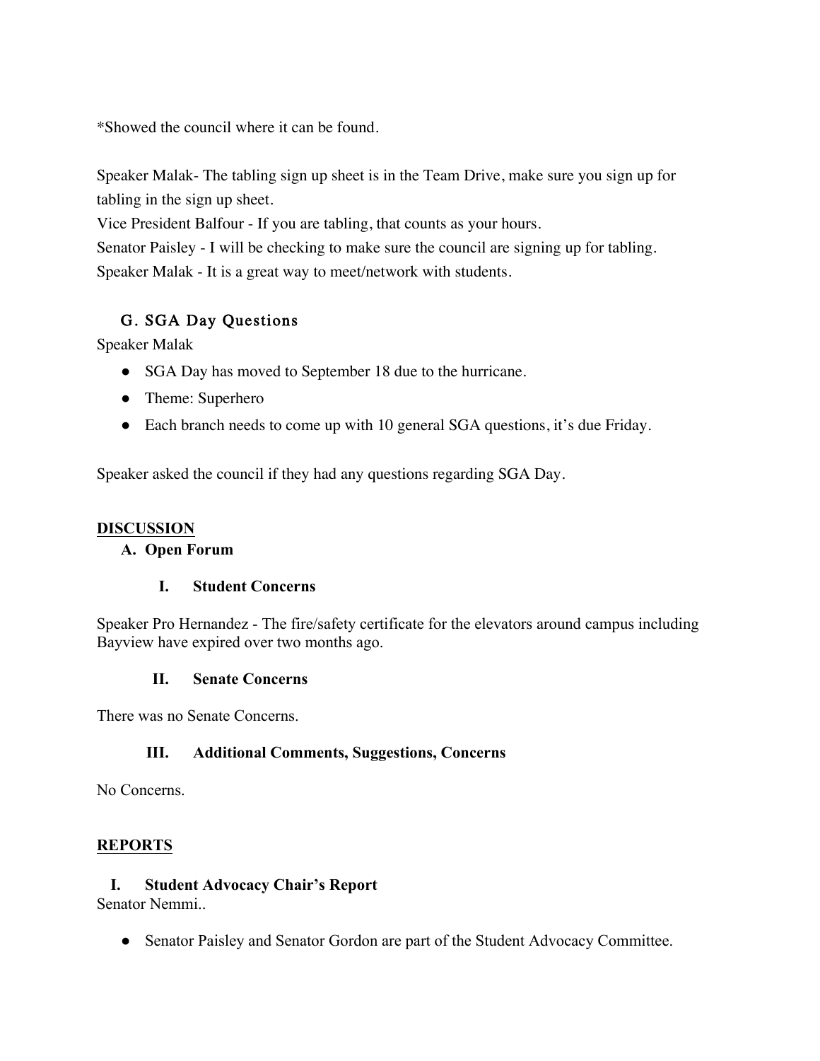*Showed the council where it can be found.

Speaker Malak- The tabling sign up sheet is in the Team Drive, make sure you sign up for tabling in the sign up sheet.
Vice President Balfour - If you are tabling, that counts as your hours.
Senator Paisley - I will be checking to make sure the council are signing up for tabling.
Speaker Malak - It is a great way to meet/network with students.

### G. SGA Day Questions

Speaker Malak

- SGA Day has moved to September 18 due to the hurricane.
- Theme: Superhero
- Each branch needs to come up with 10 general SGA questions, it's due Friday.

Speaker asked the council if they had any questions regarding SGA Day.

## DISCUSSION

### A. Open Forum

#### I. Student Concerns

Speaker Pro Hernandez - The fire/safety certificate for the elevators around campus including Bayview have expired over two months ago.

#### II. Senate Concerns

There was no Senate Concerns.

#### III. Additional Comments, Suggestions, Concerns

No Concerns.

## REPORTS

### I. Student Advocacy Chair's Report

Senator Nemmi..

- Senator Paisley and Senator Gordon are part of the Student Advocacy Committee.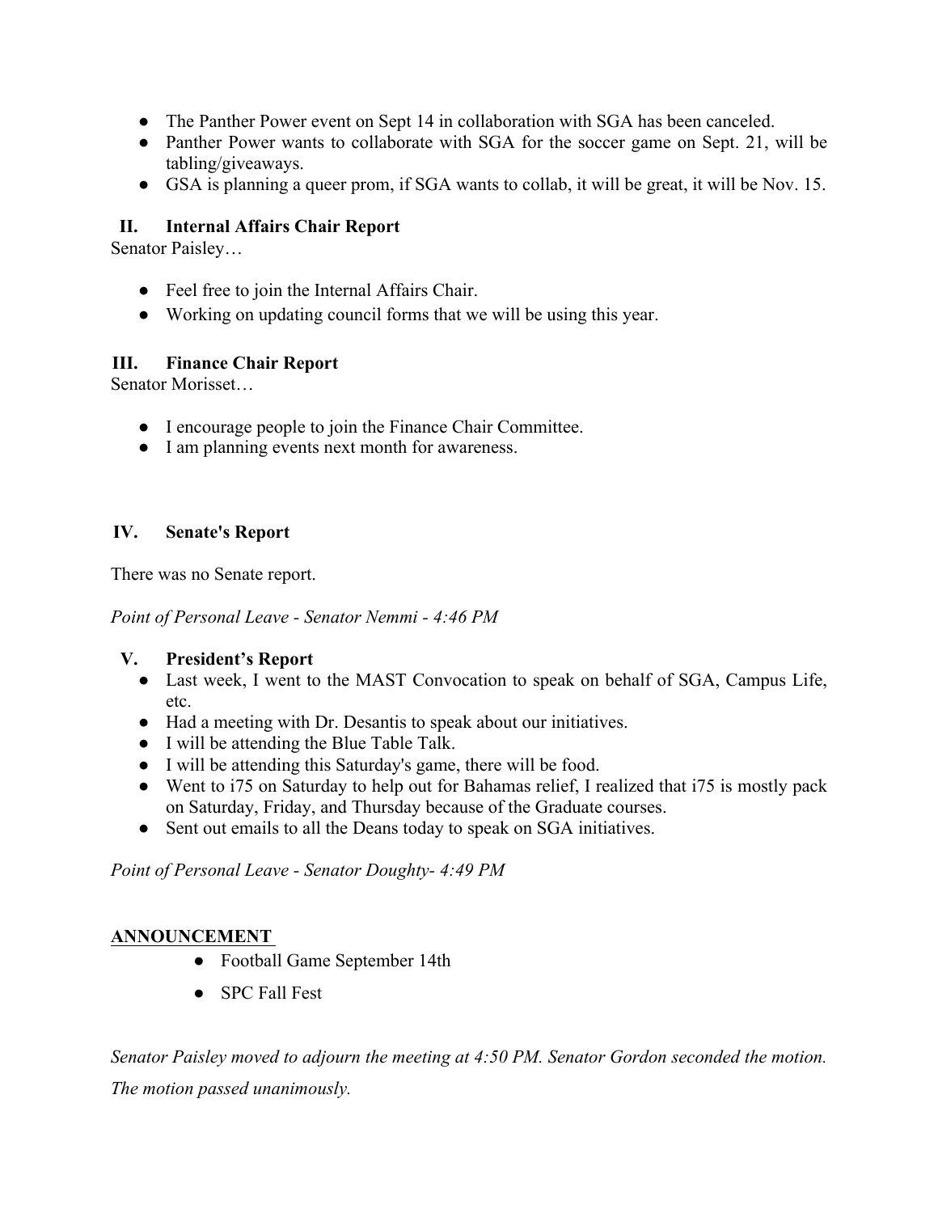- The Panther Power event on Sept 14 in collaboration with SGA has been canceled.
- Panther Power wants to collaborate with SGA for the soccer game on Sept. 21, will be tabling/giveaways.
- GSA is planning a queer prom, if SGA wants to collab, it will be great, it will be Nov. 15.

## II. Internal Affairs Chair Report

Senator Paisley…

- Feel free to join the Internal Affairs Chair.
- Working on updating council forms that we will be using this year.

## III. Finance Chair Report

Senator Morisset…

- I encourage people to join the Finance Chair Committee.
- I am planning events next month for awareness.

## IV. Senate's Report

There was no Senate report.

*Point of Personal Leave - Senator Nemmi - 4:46 PM*

## V. President's Report

- Last week, I went to the MAST Convocation to speak on behalf of SGA, Campus Life, etc.
- Had a meeting with Dr. Desantis to speak about our initiatives.
- I will be attending the Blue Table Talk.
- I will be attending this Saturday's game, there will be food.
- Went to i75 on Saturday to help out for Bahamas relief, I realized that i75 is mostly pack on Saturday, Friday, and Thursday because of the Graduate courses.
- Sent out emails to all the Deans today to speak on SGA initiatives.

*Point of Personal Leave - Senator Doughty- 4:49 PM*

**ANNOUNCEMENT**

- Football Game September 14th
- SPC Fall Fest

*Senator Paisley moved to adjourn the meeting at 4:50 PM. Senator Gordon seconded the motion. The motion passed unanimously.*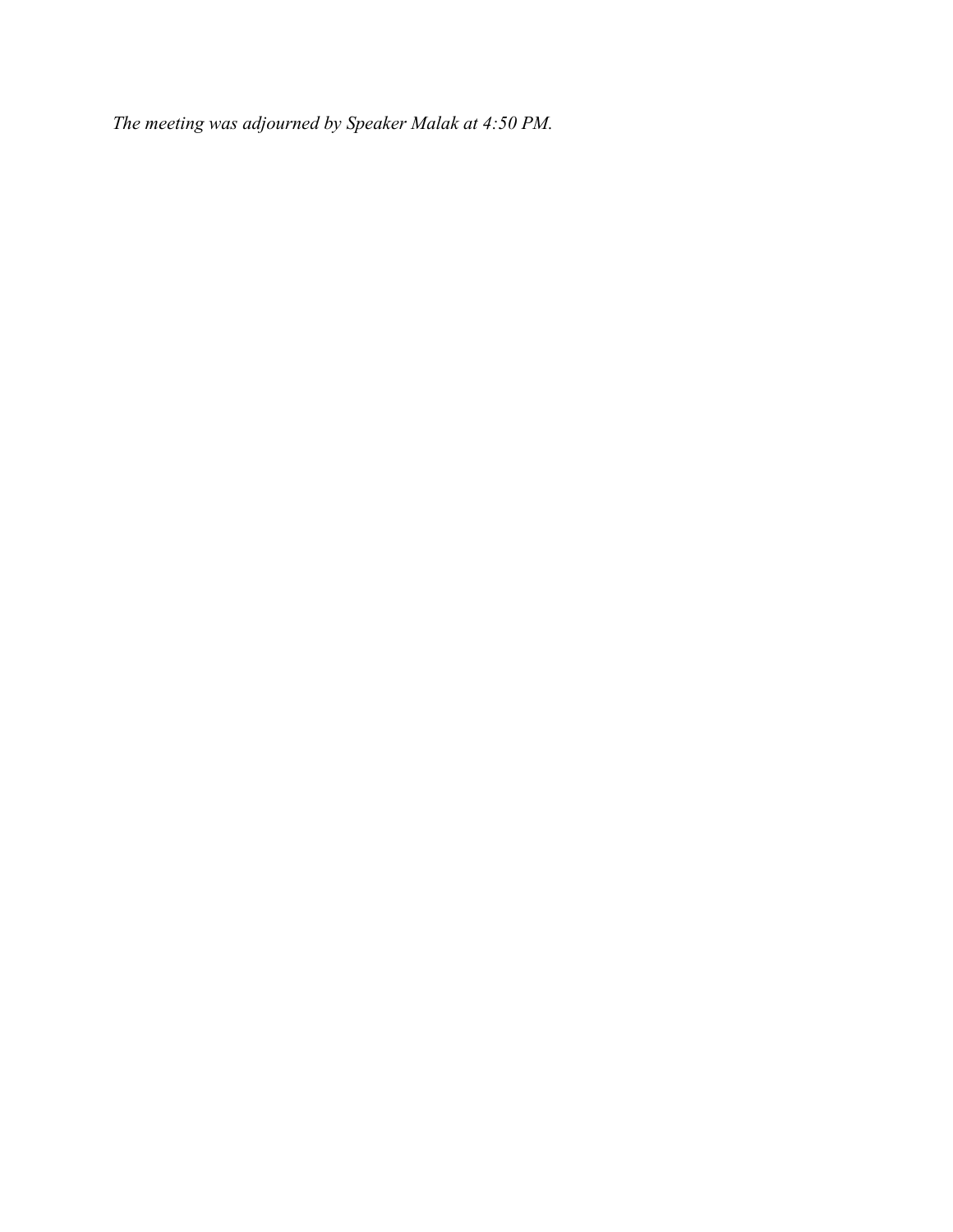*The meeting was adjourned by Speaker Malak at 4:50 PM.*